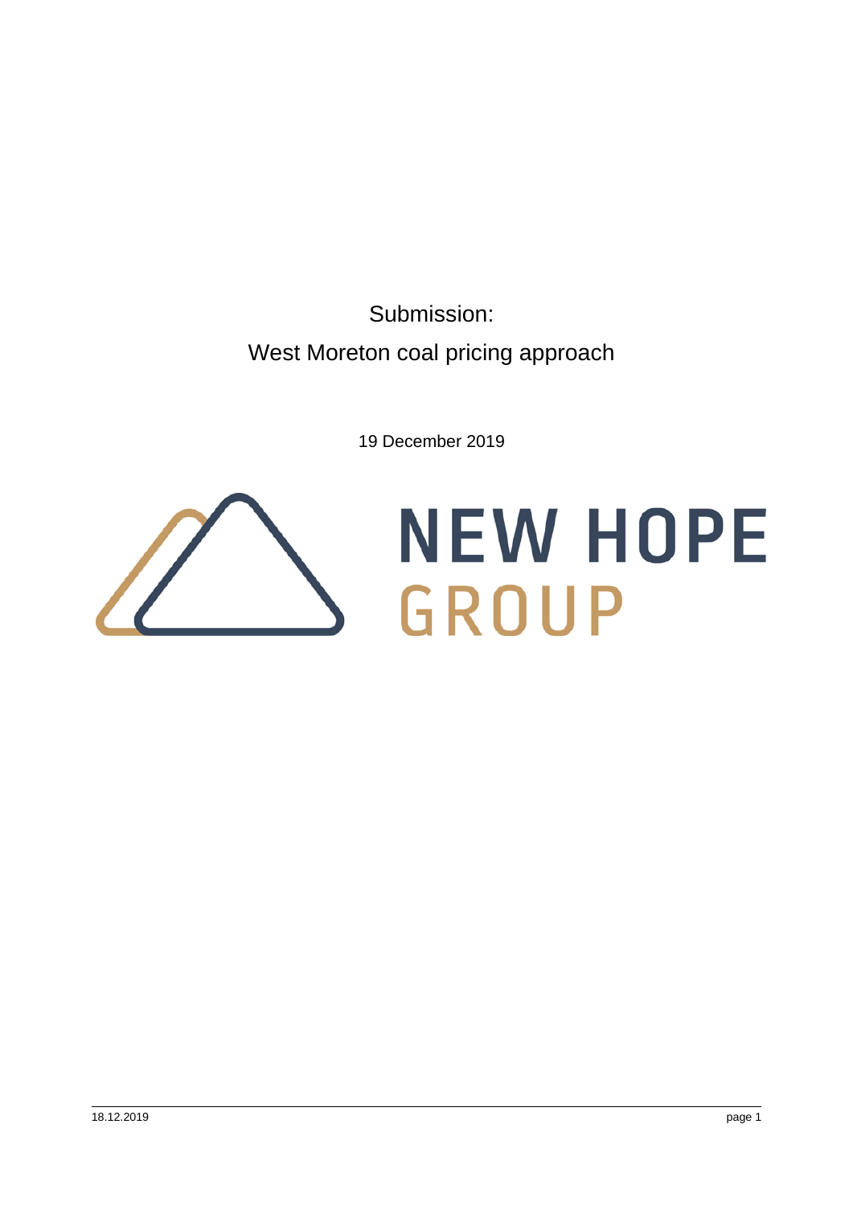# Submission:

# West Moreton coal pricing approach

19 December 2019

NEW HOPE
GROUP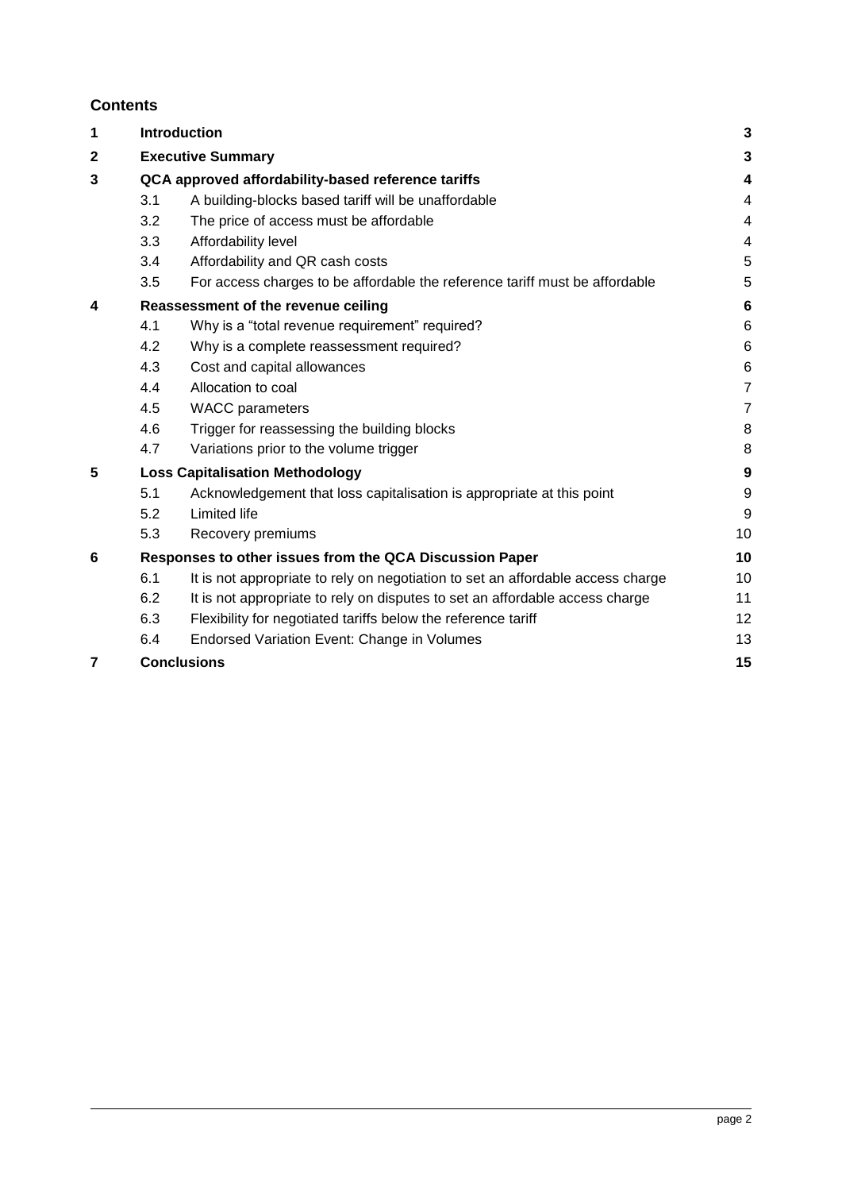## Contents

| | | | |
|---|---|---|---|
| **1** | **Introduction** | | **3** |
| **2** | **Executive Summary** | | **3** |
| **3** | **QCA approved affordability-based reference tariffs** | | **4** |
| | 3.1 | A building-blocks based tariff will be unaffordable | 4 |
| | 3.2 | The price of access must be affordable | 4 |
| | 3.3 | Affordability level | 4 |
| | 3.4 | Affordability and QR cash costs | 5 |
| | 3.5 | For access charges to be affordable the reference tariff must be affordable | 5 |
| **4** | **Reassessment of the revenue ceiling** | | **6** |
| | 4.1 | Why is a "total revenue requirement" required? | 6 |
| | 4.2 | Why is a complete reassessment required? | 6 |
| | 4.3 | Cost and capital allowances | 6 |
| | 4.4 | Allocation to coal | 7 |
| | 4.5 | WACC parameters | 7 |
| | 4.6 | Trigger for reassessing the building blocks | 8 |
| | 4.7 | Variations prior to the volume trigger | 8 |
| **5** | **Loss Capitalisation Methodology** | | **9** |
| | 5.1 | Acknowledgement that loss capitalisation is appropriate at this point | 9 |
| | 5.2 | Limited life | 9 |
| | 5.3 | Recovery premiums | 10 |
| **6** | **Responses to other issues from the QCA Discussion Paper** | | **10** |
| | 6.1 | It is not appropriate to rely on negotiation to set an affordable access charge | 10 |
| | 6.2 | It is not appropriate to rely on disputes to set an affordable access charge | 11 |
| | 6.3 | Flexibility for negotiated tariffs below the reference tariff | 12 |
| | 6.4 | Endorsed Variation Event: Change in Volumes | 13 |
| **7** | **Conclusions** | | **15** |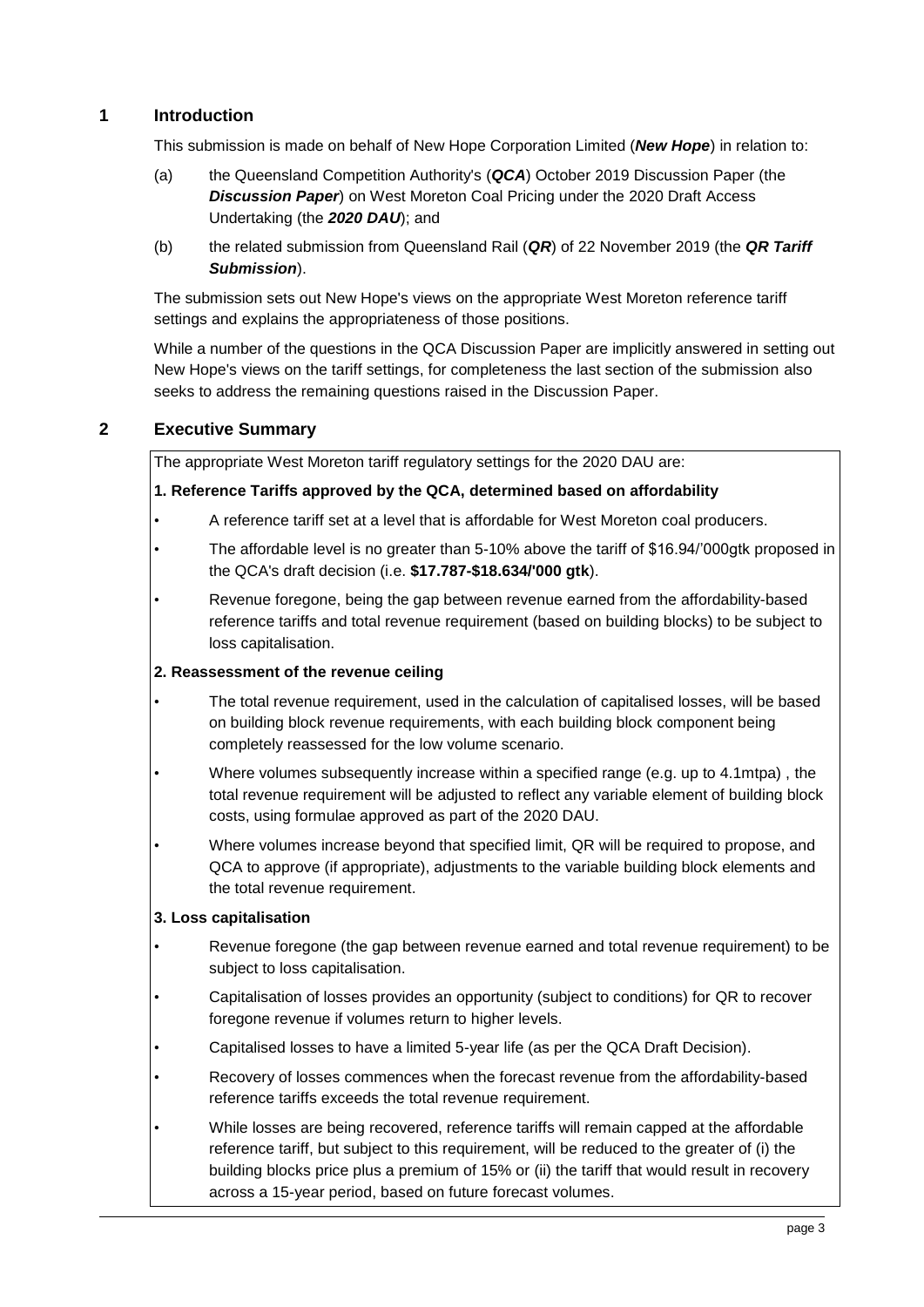## 1 Introduction

This submission is made on behalf of New Hope Corporation Limited (***New Hope***) in relation to:

(a) the Queensland Competition Authority's (***QCA***) October 2019 Discussion Paper (the ***Discussion Paper***) on West Moreton Coal Pricing under the 2020 Draft Access Undertaking (the ***2020 DAU***); and

(b) the related submission from Queensland Rail (***QR***) of 22 November 2019 (the ***QR Tariff Submission***).

The submission sets out New Hope's views on the appropriate West Moreton reference tariff settings and explains the appropriateness of those positions.

While a number of the questions in the QCA Discussion Paper are implicitly answered in setting out New Hope's views on the tariff settings, for completeness the last section of the submission also seeks to address the remaining questions raised in the Discussion Paper.

## 2 Executive Summary

The appropriate West Moreton tariff regulatory settings for the 2020 DAU are:

**1. Reference Tariffs approved by the QCA, determined based on affordability**

- A reference tariff set at a level that is affordable for West Moreton coal producers.
- The affordable level is no greater than 5-10% above the tariff of $16.94/'000gtk proposed in the QCA's draft decision (i.e. **$17.787-$18.634/'000 gtk**).
- Revenue foregone, being the gap between revenue earned from the affordability-based reference tariffs and total revenue requirement (based on building blocks) to be subject to loss capitalisation.

**2. Reassessment of the revenue ceiling**

- The total revenue requirement, used in the calculation of capitalised losses, will be based on building block revenue requirements, with each building block component being completely reassessed for the low volume scenario.
- Where volumes subsequently increase within a specified range (e.g. up to 4.1mtpa) , the total revenue requirement will be adjusted to reflect any variable element of building block costs, using formulae approved as part of the 2020 DAU.
- Where volumes increase beyond that specified limit, QR will be required to propose, and QCA to approve (if appropriate), adjustments to the variable building block elements and the total revenue requirement.

**3. Loss capitalisation**

- Revenue foregone (the gap between revenue earned and total revenue requirement) to be subject to loss capitalisation.
- Capitalisation of losses provides an opportunity (subject to conditions) for QR to recover foregone revenue if volumes return to higher levels.
- Capitalised losses to have a limited 5-year life (as per the QCA Draft Decision).
- Recovery of losses commences when the forecast revenue from the affordability-based reference tariffs exceeds the total revenue requirement.
- While losses are being recovered, reference tariffs will remain capped at the affordable reference tariff, but subject to this requirement, will be reduced to the greater of (i) the building blocks price plus a premium of 15% or (ii) the tariff that would result in recovery across a 15-year period, based on future forecast volumes.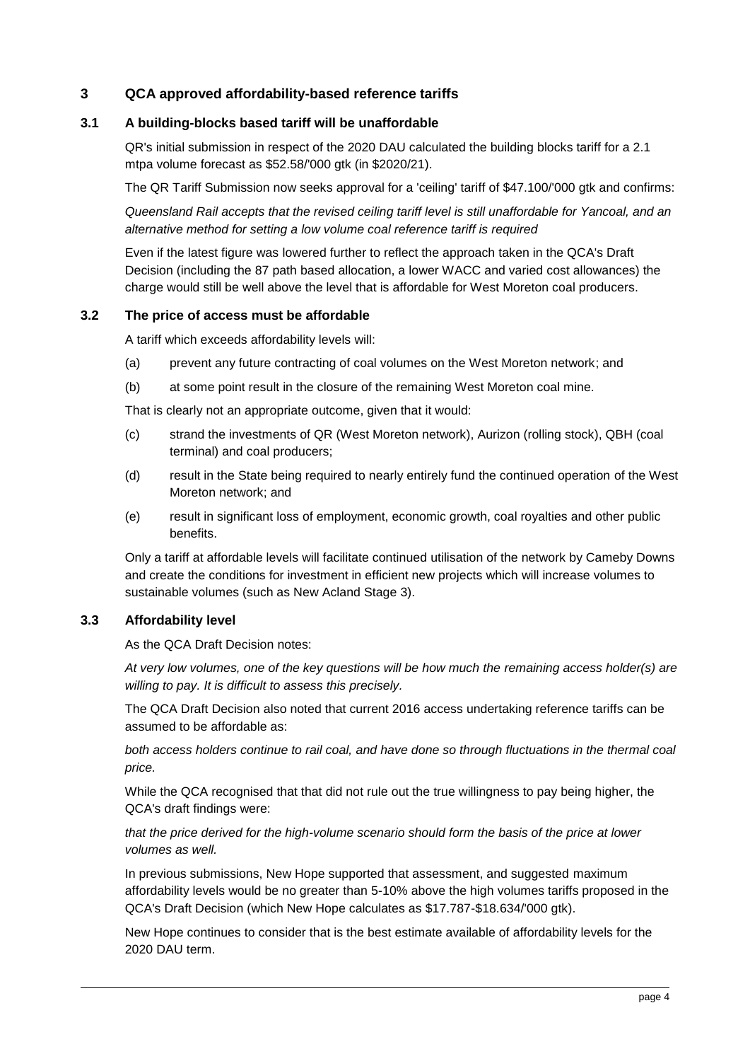## 3 QCA approved affordability-based reference tariffs

### 3.1 A building-blocks based tariff will be unaffordable

QR's initial submission in respect of the 2020 DAU calculated the building blocks tariff for a 2.1 mtpa volume forecast as $52.58/'000 gtk (in $2020/21).

The QR Tariff Submission now seeks approval for a 'ceiling' tariff of $47.100/'000 gtk and confirms:

*Queensland Rail accepts that the revised ceiling tariff level is still unaffordable for Yancoal, and an alternative method for setting a low volume coal reference tariff is required*

Even if the latest figure was lowered further to reflect the approach taken in the QCA's Draft Decision (including the 87 path based allocation, a lower WACC and varied cost allowances) the charge would still be well above the level that is affordable for West Moreton coal producers.

### 3.2 The price of access must be affordable

A tariff which exceeds affordability levels will:

(a) prevent any future contracting of coal volumes on the West Moreton network; and

(b) at some point result in the closure of the remaining West Moreton coal mine.

That is clearly not an appropriate outcome, given that it would:

(c) strand the investments of QR (West Moreton network), Aurizon (rolling stock), QBH (coal terminal) and coal producers;

(d) result in the State being required to nearly entirely fund the continued operation of the West Moreton network; and

(e) result in significant loss of employment, economic growth, coal royalties and other public benefits.

Only a tariff at affordable levels will facilitate continued utilisation of the network by Cameby Downs and create the conditions for investment in efficient new projects which will increase volumes to sustainable volumes (such as New Acland Stage 3).

### 3.3 Affordability level

As the QCA Draft Decision notes:

*At very low volumes, one of the key questions will be how much the remaining access holder(s) are willing to pay. It is difficult to assess this precisely.*

The QCA Draft Decision also noted that current 2016 access undertaking reference tariffs can be assumed to be affordable as:

*both access holders continue to rail coal, and have done so through fluctuations in the thermal coal price.*

While the QCA recognised that that did not rule out the true willingness to pay being higher, the QCA's draft findings were:

*that the price derived for the high-volume scenario should form the basis of the price at lower volumes as well.*

In previous submissions, New Hope supported that assessment, and suggested maximum affordability levels would be no greater than 5-10% above the high volumes tariffs proposed in the QCA's Draft Decision (which New Hope calculates as $17.787-$18.634/'000 gtk).

New Hope continues to consider that is the best estimate available of affordability levels for the 2020 DAU term.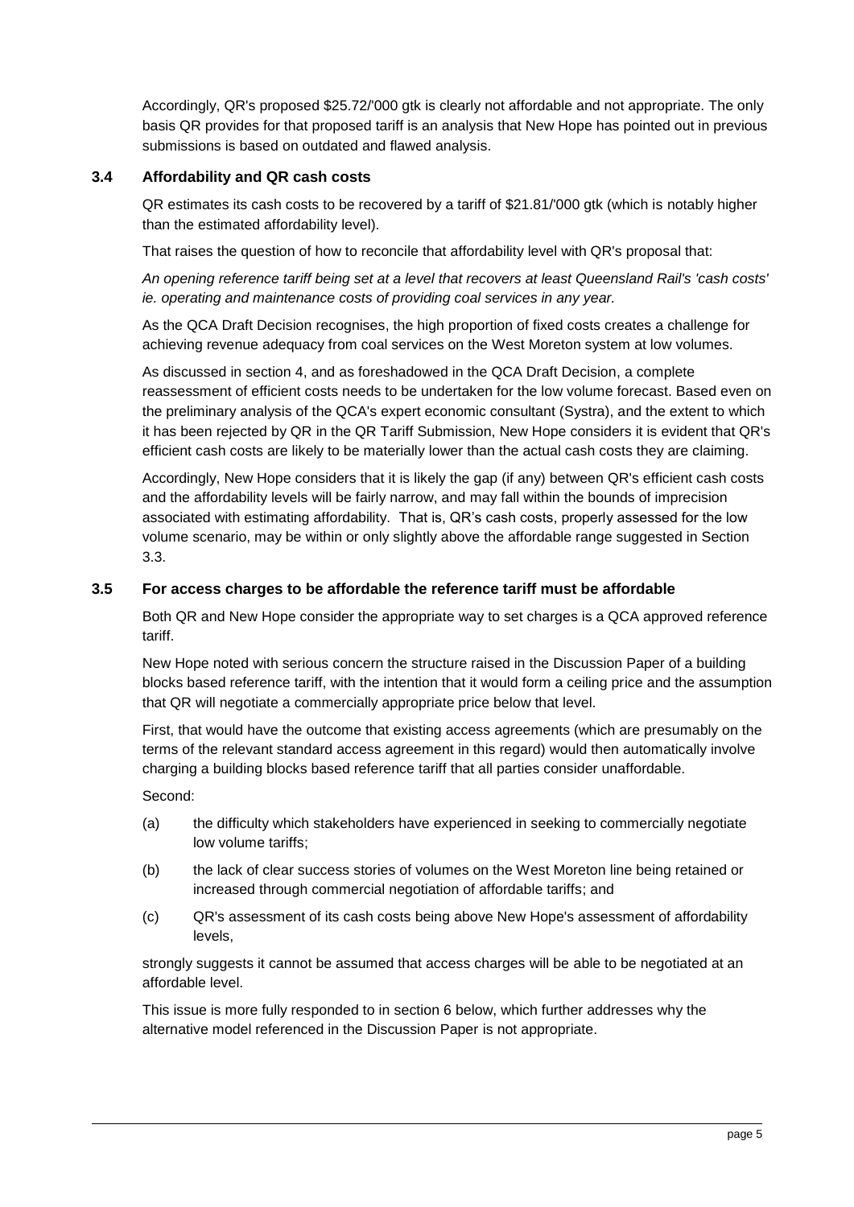Accordingly, QR's proposed $25.72/'000 gtk is clearly not affordable and not appropriate. The only basis QR provides for that proposed tariff is an analysis that New Hope has pointed out in previous submissions is based on outdated and flawed analysis.

### 3.4 Affordability and QR cash costs

QR estimates its cash costs to be recovered by a tariff of $21.81/'000 gtk (which is notably higher than the estimated affordability level).

That raises the question of how to reconcile that affordability level with QR's proposal that:

*An opening reference tariff being set at a level that recovers at least Queensland Rail's 'cash costs' ie. operating and maintenance costs of providing coal services in any year.*

As the QCA Draft Decision recognises, the high proportion of fixed costs creates a challenge for achieving revenue adequacy from coal services on the West Moreton system at low volumes.

As discussed in section 4, and as foreshadowed in the QCA Draft Decision, a complete reassessment of efficient costs needs to be undertaken for the low volume forecast. Based even on the preliminary analysis of the QCA's expert economic consultant (Systra), and the extent to which it has been rejected by QR in the QR Tariff Submission, New Hope considers it is evident that QR's efficient cash costs are likely to be materially lower than the actual cash costs they are claiming.

Accordingly, New Hope considers that it is likely the gap (if any) between QR's efficient cash costs and the affordability levels will be fairly narrow, and may fall within the bounds of imprecision associated with estimating affordability. That is, QR's cash costs, properly assessed for the low volume scenario, may be within or only slightly above the affordable range suggested in Section 3.3.

### 3.5 For access charges to be affordable the reference tariff must be affordable

Both QR and New Hope consider the appropriate way to set charges is a QCA approved reference tariff.

New Hope noted with serious concern the structure raised in the Discussion Paper of a building blocks based reference tariff, with the intention that it would form a ceiling price and the assumption that QR will negotiate a commercially appropriate price below that level.

First, that would have the outcome that existing access agreements (which are presumably on the terms of the relevant standard access agreement in this regard) would then automatically involve charging a building blocks based reference tariff that all parties consider unaffordable.

Second:

(a) the difficulty which stakeholders have experienced in seeking to commercially negotiate low volume tariffs;

(b) the lack of clear success stories of volumes on the West Moreton line being retained or increased through commercial negotiation of affordable tariffs; and

(c) QR's assessment of its cash costs being above New Hope's assessment of affordability levels,

strongly suggests it cannot be assumed that access charges will be able to be negotiated at an affordable level.

This issue is more fully responded to in section 6 below, which further addresses why the alternative model referenced in the Discussion Paper is not appropriate.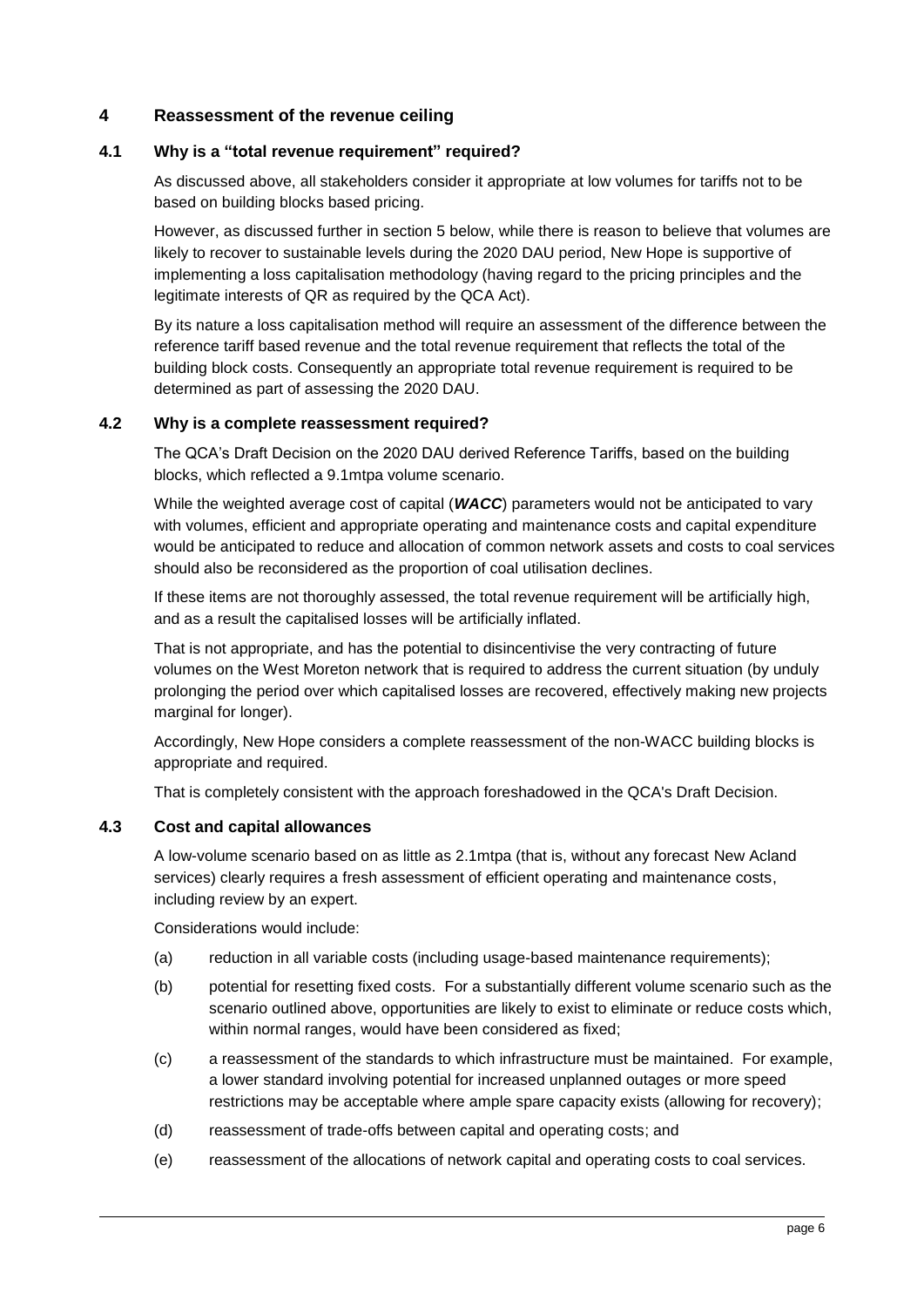# 4 Reassessment of the revenue ceiling

## 4.1 Why is a "total revenue requirement" required?

As discussed above, all stakeholders consider it appropriate at low volumes for tariffs not to be based on building blocks based pricing.

However, as discussed further in section 5 below, while there is reason to believe that volumes are likely to recover to sustainable levels during the 2020 DAU period, New Hope is supportive of implementing a loss capitalisation methodology (having regard to the pricing principles and the legitimate interests of QR as required by the QCA Act).

By its nature a loss capitalisation method will require an assessment of the difference between the reference tariff based revenue and the total revenue requirement that reflects the total of the building block costs. Consequently an appropriate total revenue requirement is required to be determined as part of assessing the 2020 DAU.

## 4.2 Why is a complete reassessment required?

The QCA's Draft Decision on the 2020 DAU derived Reference Tariffs, based on the building blocks, which reflected a 9.1mtpa volume scenario.

While the weighted average cost of capital (***WACC***) parameters would not be anticipated to vary with volumes, efficient and appropriate operating and maintenance costs and capital expenditure would be anticipated to reduce and allocation of common network assets and costs to coal services should also be reconsidered as the proportion of coal utilisation declines.

If these items are not thoroughly assessed, the total revenue requirement will be artificially high, and as a result the capitalised losses will be artificially inflated.

That is not appropriate, and has the potential to disincentivise the very contracting of future volumes on the West Moreton network that is required to address the current situation (by unduly prolonging the period over which capitalised losses are recovered, effectively making new projects marginal for longer).

Accordingly, New Hope considers a complete reassessment of the non-WACC building blocks is appropriate and required.

That is completely consistent with the approach foreshadowed in the QCA's Draft Decision.

## 4.3 Cost and capital allowances

A low-volume scenario based on as little as 2.1mtpa (that is, without any forecast New Acland services) clearly requires a fresh assessment of efficient operating and maintenance costs, including review by an expert.

Considerations would include:

(a) reduction in all variable costs (including usage-based maintenance requirements);

(b) potential for resetting fixed costs. For a substantially different volume scenario such as the scenario outlined above, opportunities are likely to exist to eliminate or reduce costs which, within normal ranges, would have been considered as fixed;

(c) a reassessment of the standards to which infrastructure must be maintained. For example, a lower standard involving potential for increased unplanned outages or more speed restrictions may be acceptable where ample spare capacity exists (allowing for recovery);

(d) reassessment of trade-offs between capital and operating costs; and

(e) reassessment of the allocations of network capital and operating costs to coal services.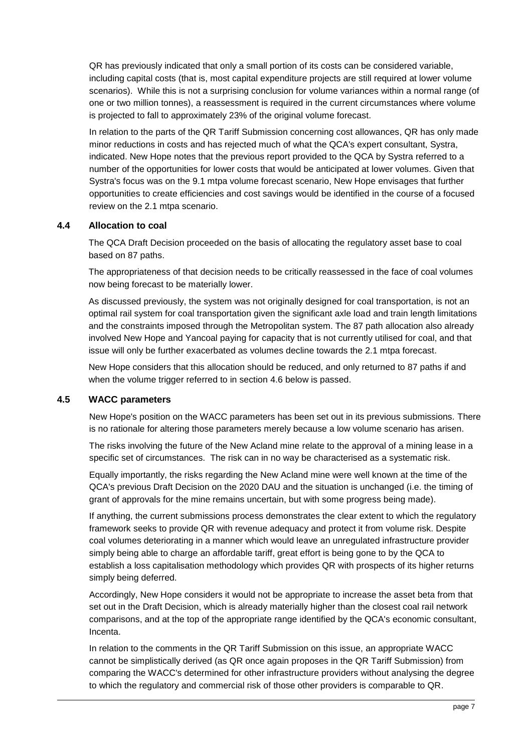QR has previously indicated that only a small portion of its costs can be considered variable, including capital costs (that is, most capital expenditure projects are still required at lower volume scenarios). While this is not a surprising conclusion for volume variances within a normal range (of one or two million tonnes), a reassessment is required in the current circumstances where volume is projected to fall to approximately 23% of the original volume forecast.

In relation to the parts of the QR Tariff Submission concerning cost allowances, QR has only made minor reductions in costs and has rejected much of what the QCA's expert consultant, Systra, indicated. New Hope notes that the previous report provided to the QCA by Systra referred to a number of the opportunities for lower costs that would be anticipated at lower volumes. Given that Systra's focus was on the 9.1 mtpa volume forecast scenario, New Hope envisages that further opportunities to create efficiencies and cost savings would be identified in the course of a focused review on the 2.1 mtpa scenario.

### 4.4 Allocation to coal

The QCA Draft Decision proceeded on the basis of allocating the regulatory asset base to coal based on 87 paths.

The appropriateness of that decision needs to be critically reassessed in the face of coal volumes now being forecast to be materially lower.

As discussed previously, the system was not originally designed for coal transportation, is not an optimal rail system for coal transportation given the significant axle load and train length limitations and the constraints imposed through the Metropolitan system. The 87 path allocation also already involved New Hope and Yancoal paying for capacity that is not currently utilised for coal, and that issue will only be further exacerbated as volumes decline towards the 2.1 mtpa forecast.

New Hope considers that this allocation should be reduced, and only returned to 87 paths if and when the volume trigger referred to in section 4.6 below is passed.

### 4.5 WACC parameters

New Hope's position on the WACC parameters has been set out in its previous submissions. There is no rationale for altering those parameters merely because a low volume scenario has arisen.

The risks involving the future of the New Acland mine relate to the approval of a mining lease in a specific set of circumstances. The risk can in no way be characterised as a systematic risk.

Equally importantly, the risks regarding the New Acland mine were well known at the time of the QCA's previous Draft Decision on the 2020 DAU and the situation is unchanged (i.e. the timing of grant of approvals for the mine remains uncertain, but with some progress being made).

If anything, the current submissions process demonstrates the clear extent to which the regulatory framework seeks to provide QR with revenue adequacy and protect it from volume risk. Despite coal volumes deteriorating in a manner which would leave an unregulated infrastructure provider simply being able to charge an affordable tariff, great effort is being gone to by the QCA to establish a loss capitalisation methodology which provides QR with prospects of its higher returns simply being deferred.

Accordingly, New Hope considers it would not be appropriate to increase the asset beta from that set out in the Draft Decision, which is already materially higher than the closest coal rail network comparisons, and at the top of the appropriate range identified by the QCA's economic consultant, Incenta.

In relation to the comments in the QR Tariff Submission on this issue, an appropriate WACC cannot be simplistically derived (as QR once again proposes in the QR Tariff Submission) from comparing the WACC's determined for other infrastructure providers without analysing the degree to which the regulatory and commercial risk of those other providers is comparable to QR.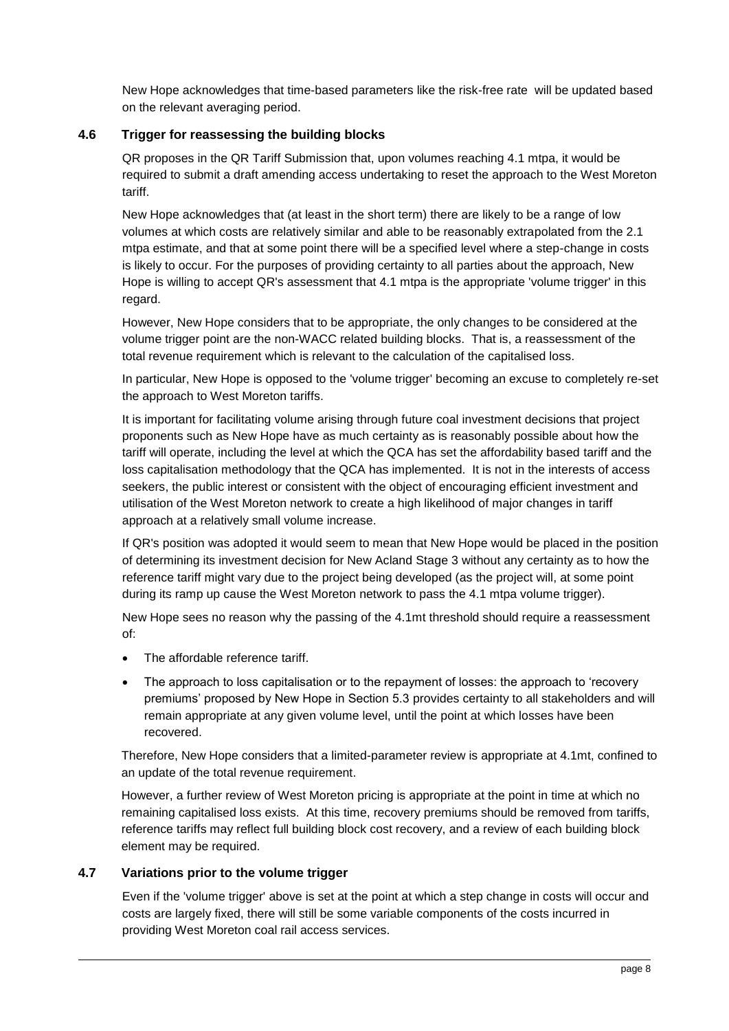New Hope acknowledges that time-based parameters like the risk-free rate will be updated based on the relevant averaging period.

### 4.6 Trigger for reassessing the building blocks

QR proposes in the QR Tariff Submission that, upon volumes reaching 4.1 mtpa, it would be required to submit a draft amending access undertaking to reset the approach to the West Moreton tariff.

New Hope acknowledges that (at least in the short term) there are likely to be a range of low volumes at which costs are relatively similar and able to be reasonably extrapolated from the 2.1 mtpa estimate, and that at some point there will be a specified level where a step-change in costs is likely to occur. For the purposes of providing certainty to all parties about the approach, New Hope is willing to accept QR's assessment that 4.1 mtpa is the appropriate 'volume trigger' in this regard.

However, New Hope considers that to be appropriate, the only changes to be considered at the volume trigger point are the non-WACC related building blocks. That is, a reassessment of the total revenue requirement which is relevant to the calculation of the capitalised loss.

In particular, New Hope is opposed to the 'volume trigger' becoming an excuse to completely re-set the approach to West Moreton tariffs.

It is important for facilitating volume arising through future coal investment decisions that project proponents such as New Hope have as much certainty as is reasonably possible about how the tariff will operate, including the level at which the QCA has set the affordability based tariff and the loss capitalisation methodology that the QCA has implemented. It is not in the interests of access seekers, the public interest or consistent with the object of encouraging efficient investment and utilisation of the West Moreton network to create a high likelihood of major changes in tariff approach at a relatively small volume increase.

If QR's position was adopted it would seem to mean that New Hope would be placed in the position of determining its investment decision for New Acland Stage 3 without any certainty as to how the reference tariff might vary due to the project being developed (as the project will, at some point during its ramp up cause the West Moreton network to pass the 4.1 mtpa volume trigger).

New Hope sees no reason why the passing of the 4.1mt threshold should require a reassessment of:

- The affordable reference tariff.
- The approach to loss capitalisation or to the repayment of losses: the approach to 'recovery premiums' proposed by New Hope in Section 5.3 provides certainty to all stakeholders and will remain appropriate at any given volume level, until the point at which losses have been recovered.

Therefore, New Hope considers that a limited-parameter review is appropriate at 4.1mt, confined to an update of the total revenue requirement.

However, a further review of West Moreton pricing is appropriate at the point in time at which no remaining capitalised loss exists. At this time, recovery premiums should be removed from tariffs, reference tariffs may reflect full building block cost recovery, and a review of each building block element may be required.

### 4.7 Variations prior to the volume trigger

Even if the 'volume trigger' above is set at the point at which a step change in costs will occur and costs are largely fixed, there will still be some variable components of the costs incurred in providing West Moreton coal rail access services.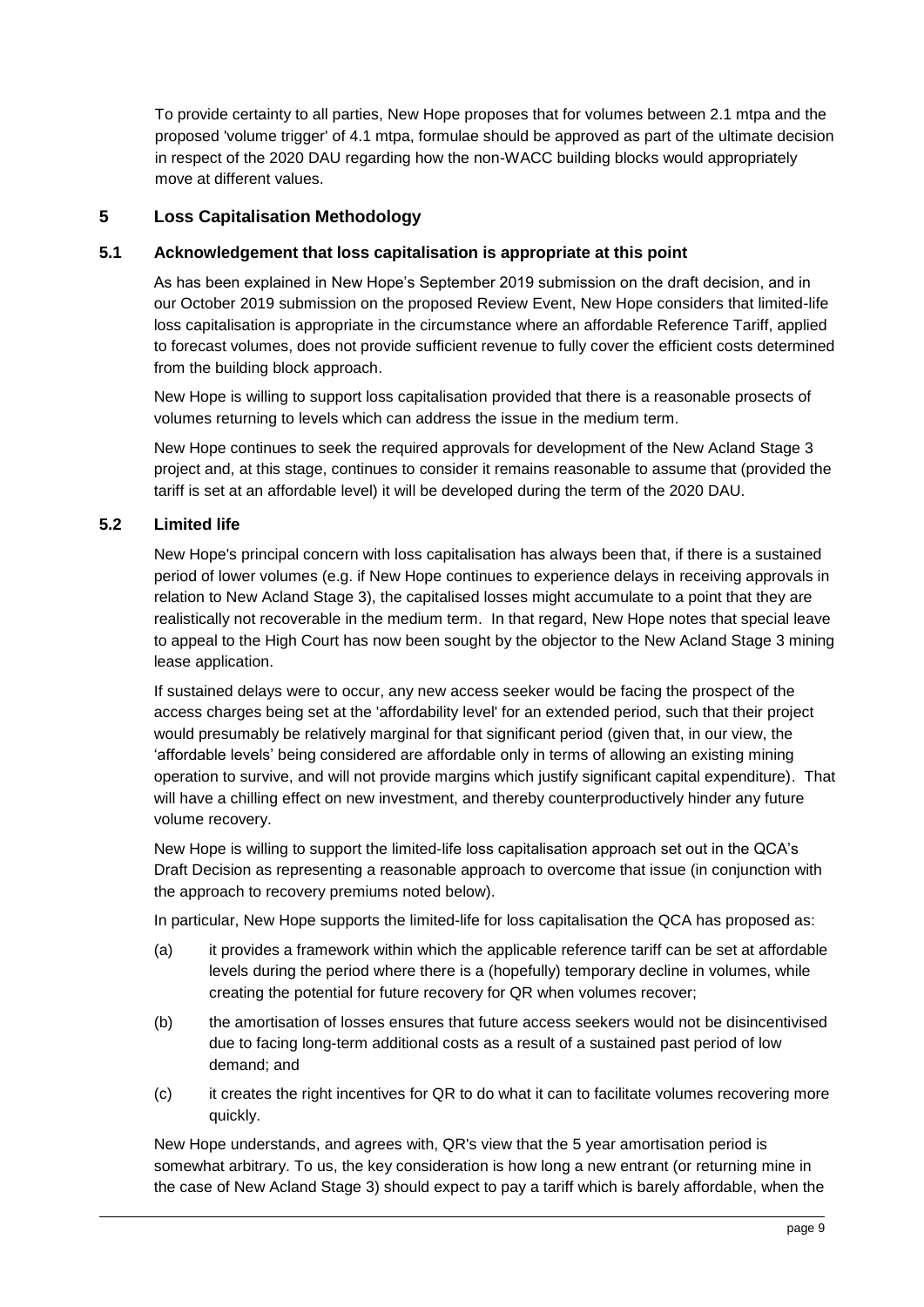To provide certainty to all parties, New Hope proposes that for volumes between 2.1 mtpa and the proposed 'volume trigger' of 4.1 mtpa, formulae should be approved as part of the ultimate decision in respect of the 2020 DAU regarding how the non-WACC building blocks would appropriately move at different values.

## 5 Loss Capitalisation Methodology

### 5.1 Acknowledgement that loss capitalisation is appropriate at this point

As has been explained in New Hope's September 2019 submission on the draft decision, and in our October 2019 submission on the proposed Review Event, New Hope considers that limited-life loss capitalisation is appropriate in the circumstance where an affordable Reference Tariff, applied to forecast volumes, does not provide sufficient revenue to fully cover the efficient costs determined from the building block approach.

New Hope is willing to support loss capitalisation provided that there is a reasonable prosects of volumes returning to levels which can address the issue in the medium term.

New Hope continues to seek the required approvals for development of the New Acland Stage 3 project and, at this stage, continues to consider it remains reasonable to assume that (provided the tariff is set at an affordable level) it will be developed during the term of the 2020 DAU.

### 5.2 Limited life

New Hope's principal concern with loss capitalisation has always been that, if there is a sustained period of lower volumes (e.g. if New Hope continues to experience delays in receiving approvals in relation to New Acland Stage 3), the capitalised losses might accumulate to a point that they are realistically not recoverable in the medium term. In that regard, New Hope notes that special leave to appeal to the High Court has now been sought by the objector to the New Acland Stage 3 mining lease application.

If sustained delays were to occur, any new access seeker would be facing the prospect of the access charges being set at the 'affordability level' for an extended period, such that their project would presumably be relatively marginal for that significant period (given that, in our view, the 'affordable levels' being considered are affordable only in terms of allowing an existing mining operation to survive, and will not provide margins which justify significant capital expenditure). That will have a chilling effect on new investment, and thereby counterproductively hinder any future volume recovery.

New Hope is willing to support the limited-life loss capitalisation approach set out in the QCA's Draft Decision as representing a reasonable approach to overcome that issue (in conjunction with the approach to recovery premiums noted below).

In particular, New Hope supports the limited-life for loss capitalisation the QCA has proposed as:

(a) it provides a framework within which the applicable reference tariff can be set at affordable levels during the period where there is a (hopefully) temporary decline in volumes, while creating the potential for future recovery for QR when volumes recover;

(b) the amortisation of losses ensures that future access seekers would not be disincentivised due to facing long-term additional costs as a result of a sustained past period of low demand; and

(c) it creates the right incentives for QR to do what it can to facilitate volumes recovering more quickly.

New Hope understands, and agrees with, QR's view that the 5 year amortisation period is somewhat arbitrary. To us, the key consideration is how long a new entrant (or returning mine in the case of New Acland Stage 3) should expect to pay a tariff which is barely affordable, when the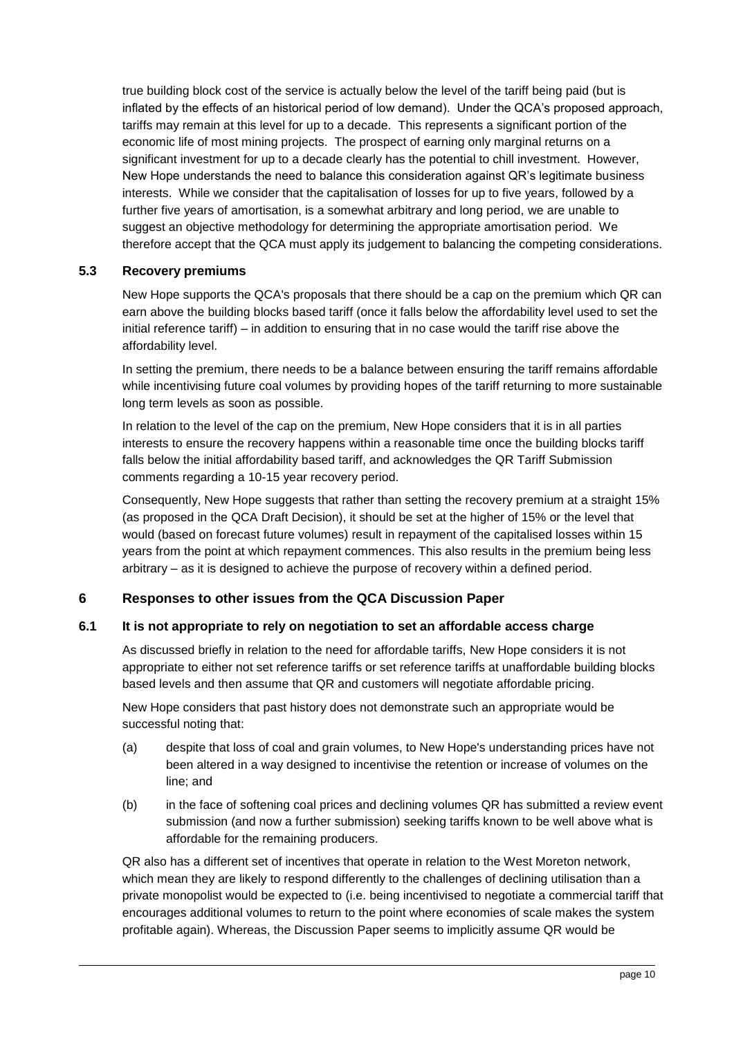true building block cost of the service is actually below the level of the tariff being paid (but is inflated by the effects of an historical period of low demand). Under the QCA's proposed approach, tariffs may remain at this level for up to a decade. This represents a significant portion of the economic life of most mining projects. The prospect of earning only marginal returns on a significant investment for up to a decade clearly has the potential to chill investment. However, New Hope understands the need to balance this consideration against QR's legitimate business interests. While we consider that the capitalisation of losses for up to five years, followed by a further five years of amortisation, is a somewhat arbitrary and long period, we are unable to suggest an objective methodology for determining the appropriate amortisation period. We therefore accept that the QCA must apply its judgement to balancing the competing considerations.

### 5.3 Recovery premiums

New Hope supports the QCA's proposals that there should be a cap on the premium which QR can earn above the building blocks based tariff (once it falls below the affordability level used to set the initial reference tariff) – in addition to ensuring that in no case would the tariff rise above the affordability level.

In setting the premium, there needs to be a balance between ensuring the tariff remains affordable while incentivising future coal volumes by providing hopes of the tariff returning to more sustainable long term levels as soon as possible.

In relation to the level of the cap on the premium, New Hope considers that it is in all parties interests to ensure the recovery happens within a reasonable time once the building blocks tariff falls below the initial affordability based tariff, and acknowledges the QR Tariff Submission comments regarding a 10-15 year recovery period.

Consequently, New Hope suggests that rather than setting the recovery premium at a straight 15% (as proposed in the QCA Draft Decision), it should be set at the higher of 15% or the level that would (based on forecast future volumes) result in repayment of the capitalised losses within 15 years from the point at which repayment commences. This also results in the premium being less arbitrary – as it is designed to achieve the purpose of recovery within a defined period.

## 6 Responses to other issues from the QCA Discussion Paper

### 6.1 It is not appropriate to rely on negotiation to set an affordable access charge

As discussed briefly in relation to the need for affordable tariffs, New Hope considers it is not appropriate to either not set reference tariffs or set reference tariffs at unaffordable building blocks based levels and then assume that QR and customers will negotiate affordable pricing.

New Hope considers that past history does not demonstrate such an appropriate would be successful noting that:

(a) despite that loss of coal and grain volumes, to New Hope's understanding prices have not been altered in a way designed to incentivise the retention or increase of volumes on the line; and

(b) in the face of softening coal prices and declining volumes QR has submitted a review event submission (and now a further submission) seeking tariffs known to be well above what is affordable for the remaining producers.

QR also has a different set of incentives that operate in relation to the West Moreton network, which mean they are likely to respond differently to the challenges of declining utilisation than a private monopolist would be expected to (i.e. being incentivised to negotiate a commercial tariff that encourages additional volumes to return to the point where economies of scale makes the system profitable again). Whereas, the Discussion Paper seems to implicitly assume QR would be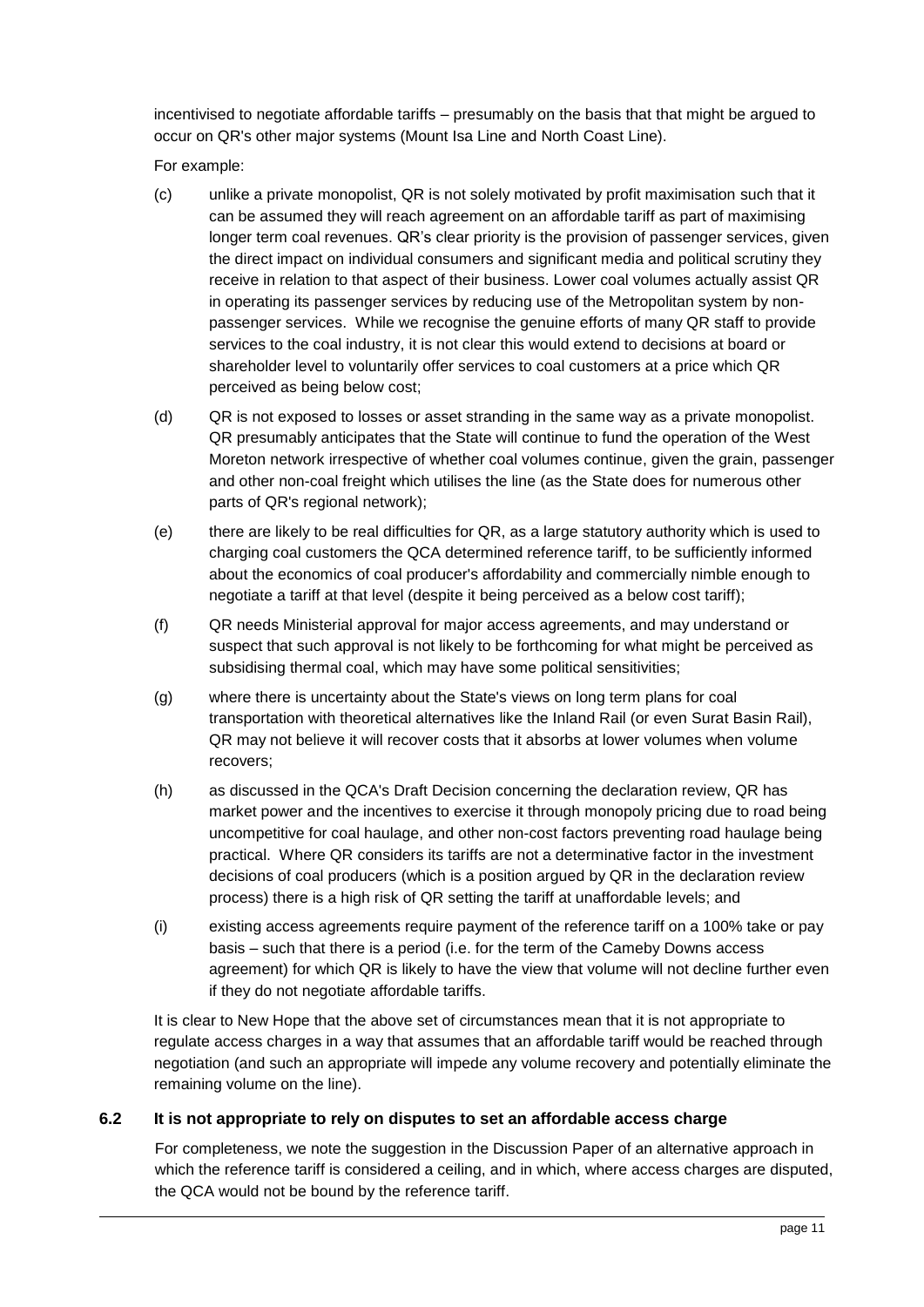incentivised to negotiate affordable tariffs – presumably on the basis that that might be argued to occur on QR's other major systems (Mount Isa Line and North Coast Line).

For example:

(c) unlike a private monopolist, QR is not solely motivated by profit maximisation such that it can be assumed they will reach agreement on an affordable tariff as part of maximising longer term coal revenues. QR's clear priority is the provision of passenger services, given the direct impact on individual consumers and significant media and political scrutiny they receive in relation to that aspect of their business. Lower coal volumes actually assist QR in operating its passenger services by reducing use of the Metropolitan system by non-passenger services. While we recognise the genuine efforts of many QR staff to provide services to the coal industry, it is not clear this would extend to decisions at board or shareholder level to voluntarily offer services to coal customers at a price which QR perceived as being below cost;

(d) QR is not exposed to losses or asset stranding in the same way as a private monopolist. QR presumably anticipates that the State will continue to fund the operation of the West Moreton network irrespective of whether coal volumes continue, given the grain, passenger and other non-coal freight which utilises the line (as the State does for numerous other parts of QR's regional network);

(e) there are likely to be real difficulties for QR, as a large statutory authority which is used to charging coal customers the QCA determined reference tariff, to be sufficiently informed about the economics of coal producer's affordability and commercially nimble enough to negotiate a tariff at that level (despite it being perceived as a below cost tariff);

(f) QR needs Ministerial approval for major access agreements, and may understand or suspect that such approval is not likely to be forthcoming for what might be perceived as subsidising thermal coal, which may have some political sensitivities;

(g) where there is uncertainty about the State's views on long term plans for coal transportation with theoretical alternatives like the Inland Rail (or even Surat Basin Rail), QR may not believe it will recover costs that it absorbs at lower volumes when volume recovers;

(h) as discussed in the QCA's Draft Decision concerning the declaration review, QR has market power and the incentives to exercise it through monopoly pricing due to road being uncompetitive for coal haulage, and other non-cost factors preventing road haulage being practical. Where QR considers its tariffs are not a determinative factor in the investment decisions of coal producers (which is a position argued by QR in the declaration review process) there is a high risk of QR setting the tariff at unaffordable levels; and

(i) existing access agreements require payment of the reference tariff on a 100% take or pay basis – such that there is a period (i.e. for the term of the Cameby Downs access agreement) for which QR is likely to have the view that volume will not decline further even if they do not negotiate affordable tariffs.

It is clear to New Hope that the above set of circumstances mean that it is not appropriate to regulate access charges in a way that assumes that an affordable tariff would be reached through negotiation (and such an appropriate will impede any volume recovery and potentially eliminate the remaining volume on the line).

## 6.2 It is not appropriate to rely on disputes to set an affordable access charge

For completeness, we note the suggestion in the Discussion Paper of an alternative approach in which the reference tariff is considered a ceiling, and in which, where access charges are disputed, the QCA would not be bound by the reference tariff.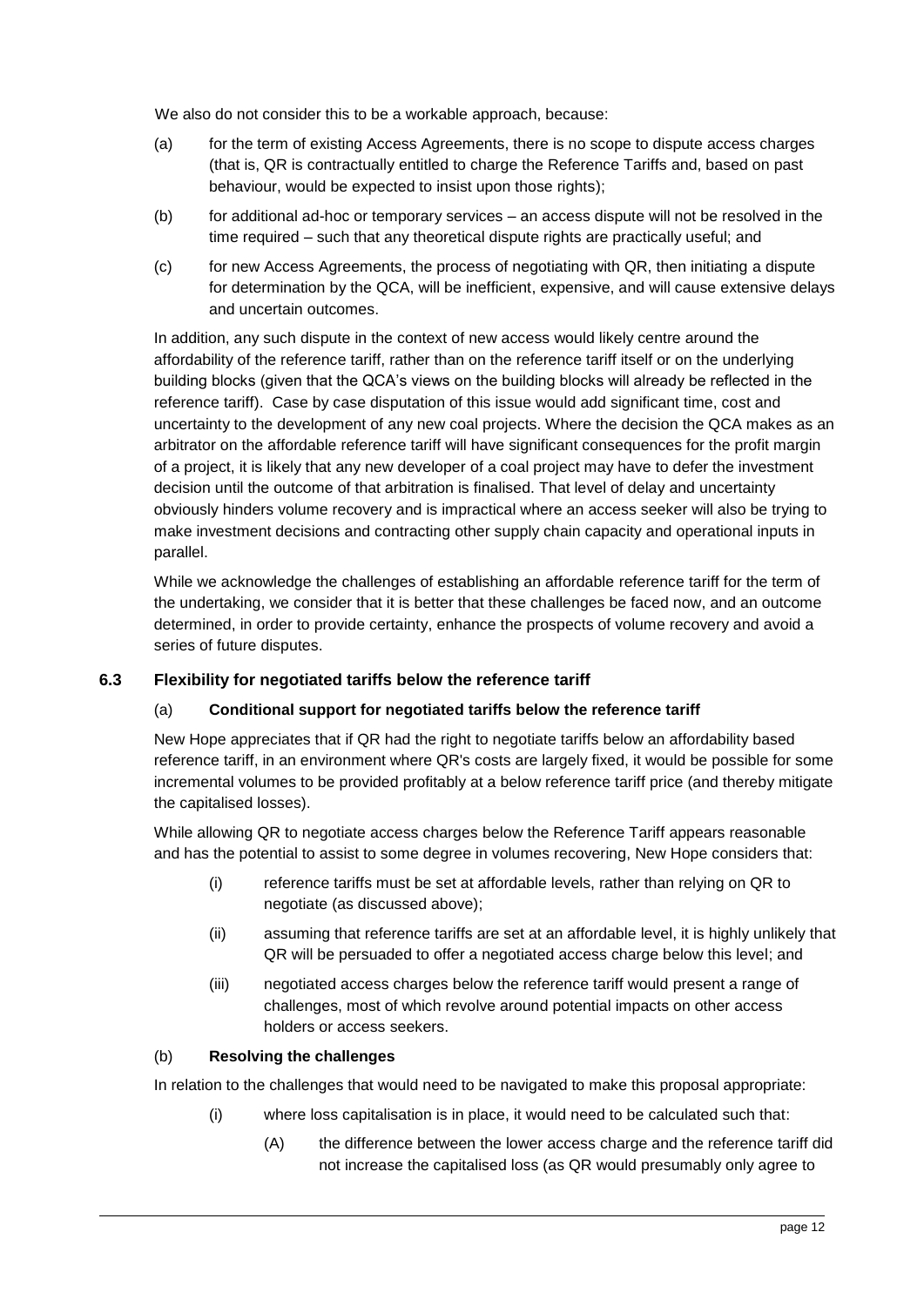We also do not consider this to be a workable approach, because:

(a) for the term of existing Access Agreements, there is no scope to dispute access charges (that is, QR is contractually entitled to charge the Reference Tariffs and, based on past behaviour, would be expected to insist upon those rights);

(b) for additional ad-hoc or temporary services – an access dispute will not be resolved in the time required – such that any theoretical dispute rights are practically useful; and

(c) for new Access Agreements, the process of negotiating with QR, then initiating a dispute for determination by the QCA, will be inefficient, expensive, and will cause extensive delays and uncertain outcomes.

In addition, any such dispute in the context of new access would likely centre around the affordability of the reference tariff, rather than on the reference tariff itself or on the underlying building blocks (given that the QCA's views on the building blocks will already be reflected in the reference tariff). Case by case disputation of this issue would add significant time, cost and uncertainty to the development of any new coal projects. Where the decision the QCA makes as an arbitrator on the affordable reference tariff will have significant consequences for the profit margin of a project, it is likely that any new developer of a coal project may have to defer the investment decision until the outcome of that arbitration is finalised. That level of delay and uncertainty obviously hinders volume recovery and is impractical where an access seeker will also be trying to make investment decisions and contracting other supply chain capacity and operational inputs in parallel.

While we acknowledge the challenges of establishing an affordable reference tariff for the term of the undertaking, we consider that it is better that these challenges be faced now, and an outcome determined, in order to provide certainty, enhance the prospects of volume recovery and avoid a series of future disputes.

### 6.3 Flexibility for negotiated tariffs below the reference tariff

#### (a) Conditional support for negotiated tariffs below the reference tariff

New Hope appreciates that if QR had the right to negotiate tariffs below an affordability based reference tariff, in an environment where QR's costs are largely fixed, it would be possible for some incremental volumes to be provided profitably at a below reference tariff price (and thereby mitigate the capitalised losses).

While allowing QR to negotiate access charges below the Reference Tariff appears reasonable and has the potential to assist to some degree in volumes recovering, New Hope considers that:

(i) reference tariffs must be set at affordable levels, rather than relying on QR to negotiate (as discussed above);

(ii) assuming that reference tariffs are set at an affordable level, it is highly unlikely that QR will be persuaded to offer a negotiated access charge below this level; and

(iii) negotiated access charges below the reference tariff would present a range of challenges, most of which revolve around potential impacts on other access holders or access seekers.

#### (b) Resolving the challenges

In relation to the challenges that would need to be navigated to make this proposal appropriate:

(i) where loss capitalisation is in place, it would need to be calculated such that:

(A) the difference between the lower access charge and the reference tariff did not increase the capitalised loss (as QR would presumably only agree to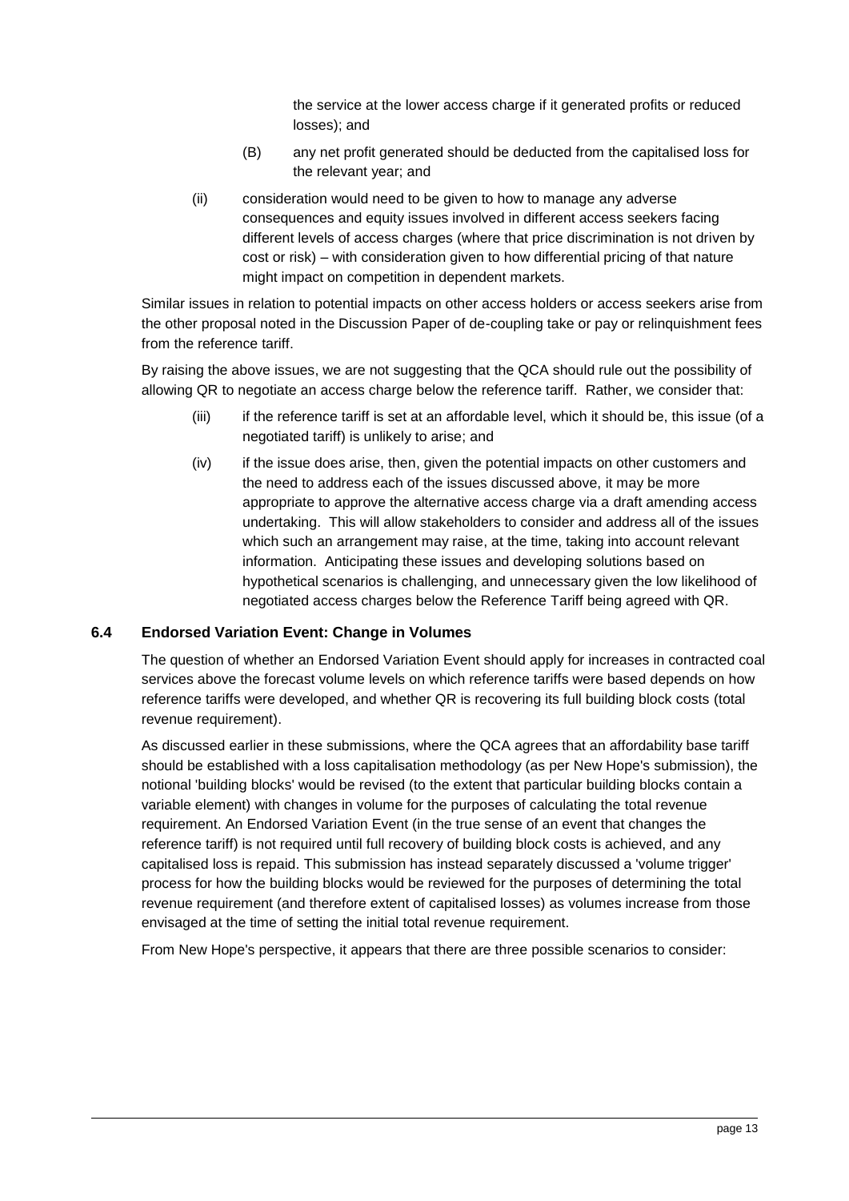the service at the lower access charge if it generated profits or reduced losses); and

(B) any net profit generated should be deducted from the capitalised loss for the relevant year; and

(ii) consideration would need to be given to how to manage any adverse consequences and equity issues involved in different access seekers facing different levels of access charges (where that price discrimination is not driven by cost or risk) – with consideration given to how differential pricing of that nature might impact on competition in dependent markets.

Similar issues in relation to potential impacts on other access holders or access seekers arise from the other proposal noted in the Discussion Paper of de-coupling take or pay or relinquishment fees from the reference tariff.

By raising the above issues, we are not suggesting that the QCA should rule out the possibility of allowing QR to negotiate an access charge below the reference tariff. Rather, we consider that:

(iii) if the reference tariff is set at an affordable level, which it should be, this issue (of a negotiated tariff) is unlikely to arise; and

(iv) if the issue does arise, then, given the potential impacts on other customers and the need to address each of the issues discussed above, it may be more appropriate to approve the alternative access charge via a draft amending access undertaking. This will allow stakeholders to consider and address all of the issues which such an arrangement may raise, at the time, taking into account relevant information. Anticipating these issues and developing solutions based on hypothetical scenarios is challenging, and unnecessary given the low likelihood of negotiated access charges below the Reference Tariff being agreed with QR.

### 6.4 Endorsed Variation Event: Change in Volumes

The question of whether an Endorsed Variation Event should apply for increases in contracted coal services above the forecast volume levels on which reference tariffs were based depends on how reference tariffs were developed, and whether QR is recovering its full building block costs (total revenue requirement).

As discussed earlier in these submissions, where the QCA agrees that an affordability base tariff should be established with a loss capitalisation methodology (as per New Hope's submission), the notional 'building blocks' would be revised (to the extent that particular building blocks contain a variable element) with changes in volume for the purposes of calculating the total revenue requirement. An Endorsed Variation Event (in the true sense of an event that changes the reference tariff) is not required until full recovery of building block costs is achieved, and any capitalised loss is repaid. This submission has instead separately discussed a 'volume trigger' process for how the building blocks would be reviewed for the purposes of determining the total revenue requirement (and therefore extent of capitalised losses) as volumes increase from those envisaged at the time of setting the initial total revenue requirement.

From New Hope's perspective, it appears that there are three possible scenarios to consider: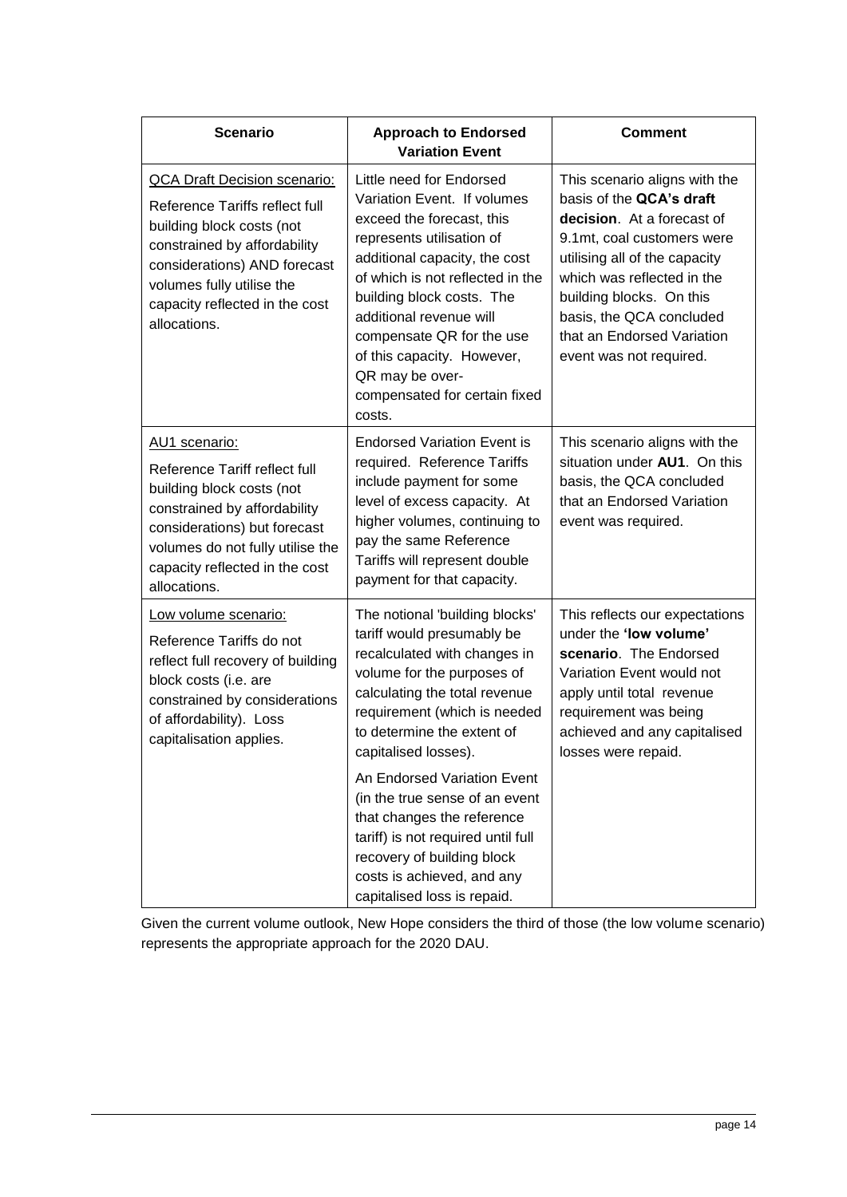| Scenario | Approach to Endorsed Variation Event | Comment |
|---|---|---|
| QCA Draft Decision scenario: Reference Tariffs reflect full building block costs (not constrained by affordability considerations) AND forecast volumes fully utilise the capacity reflected in the cost allocations. | Little need for Endorsed Variation Event. If volumes exceed the forecast, this represents utilisation of additional capacity, the cost of which is not reflected in the building block costs. The additional revenue will compensate QR for the use of this capacity. However, QR may be over-compensated for certain fixed costs. | This scenario aligns with the basis of the **QCA's draft decision**. At a forecast of 9.1mt, coal customers were utilising all of the capacity which was reflected in the building blocks. On this basis, the QCA concluded that an Endorsed Variation event was not required. |
| AU1 scenario: Reference Tariff reflect full building block costs (not constrained by affordability considerations) but forecast volumes do not fully utilise the capacity reflected in the cost allocations. | Endorsed Variation Event is required. Reference Tariffs include payment for some level of excess capacity. At higher volumes, continuing to pay the same Reference Tariffs will represent double payment for that capacity. | This scenario aligns with the situation under **AU1**. On this basis, the QCA concluded that an Endorsed Variation event was required. |
| Low volume scenario: Reference Tariffs do not reflect full recovery of building block costs (i.e. are constrained by considerations of affordability). Loss capitalisation applies. | The notional 'building blocks' tariff would presumably be recalculated with changes in volume for the purposes of calculating the total revenue requirement (which is needed to determine the extent of capitalised losses).<br><br>An Endorsed Variation Event (in the true sense of an event that changes the reference tariff) is not required until full recovery of building block costs is achieved, and any capitalised loss is repaid. | This reflects our expectations under the **'low volume' scenario**. The Endorsed Variation Event would not apply until total revenue requirement was being achieved and any capitalised losses were repaid. |

Given the current volume outlook, New Hope considers the third of those (the low volume scenario) represents the appropriate approach for the 2020 DAU.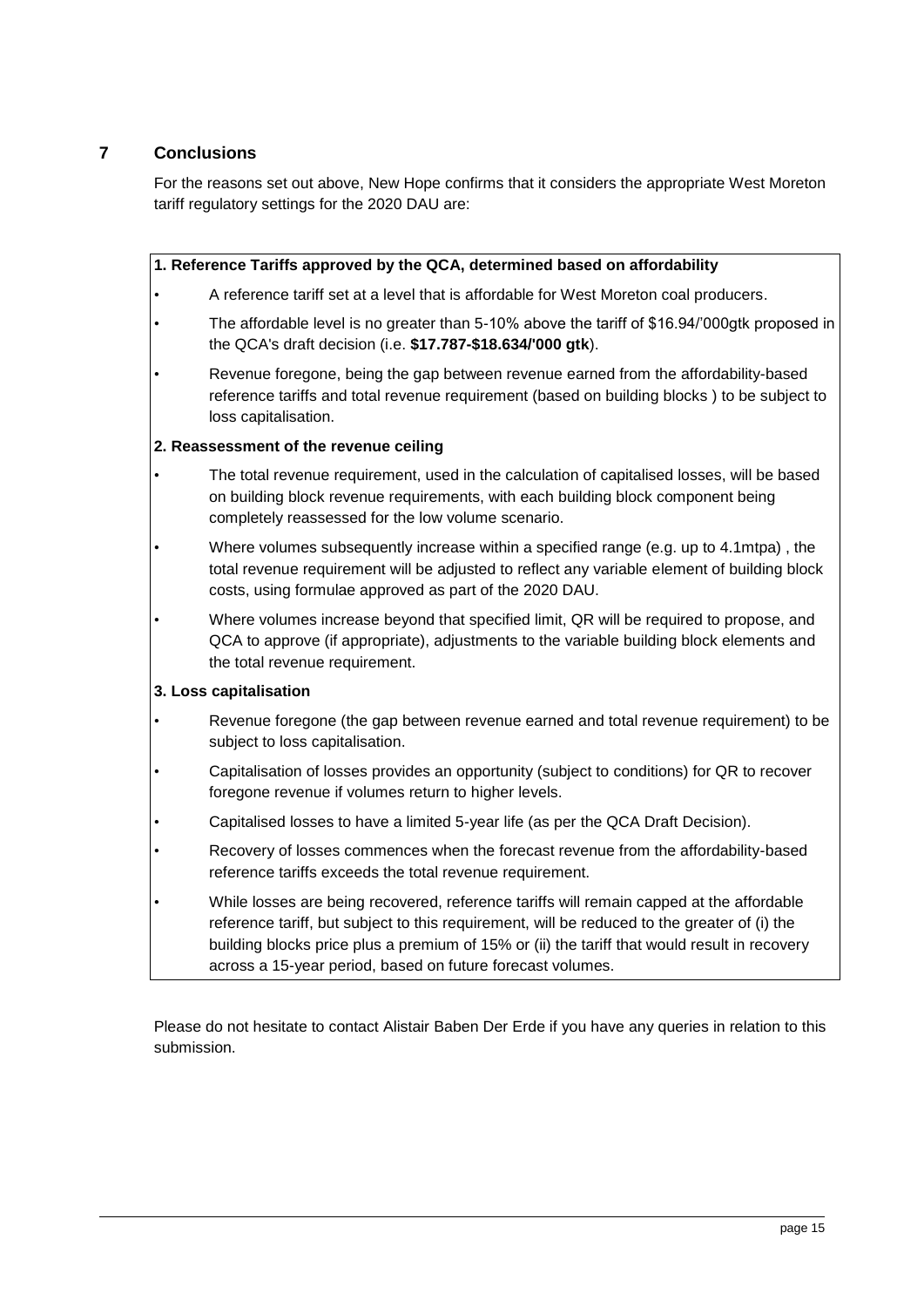## 7 Conclusions

For the reasons set out above, New Hope confirms that it considers the appropriate West Moreton tariff regulatory settings for the 2020 DAU are:

**1. Reference Tariffs approved by the QCA, determined based on affordability**

- A reference tariff set at a level that is affordable for West Moreton coal producers.
- The affordable level is no greater than 5-10% above the tariff of $16.94/’000gtk proposed in the QCA's draft decision (i.e. **$17.787-$18.634/'000 gtk**).
- Revenue foregone, being the gap between revenue earned from the affordability-based reference tariffs and total revenue requirement (based on building blocks ) to be subject to loss capitalisation.

**2. Reassessment of the revenue ceiling**

- The total revenue requirement, used in the calculation of capitalised losses, will be based on building block revenue requirements, with each building block component being completely reassessed for the low volume scenario.
- Where volumes subsequently increase within a specified range (e.g. up to 4.1mtpa) , the total revenue requirement will be adjusted to reflect any variable element of building block costs, using formulae approved as part of the 2020 DAU.
- Where volumes increase beyond that specified limit, QR will be required to propose, and QCA to approve (if appropriate), adjustments to the variable building block elements and the total revenue requirement.

**3. Loss capitalisation**

- Revenue foregone (the gap between revenue earned and total revenue requirement) to be subject to loss capitalisation.
- Capitalisation of losses provides an opportunity (subject to conditions) for QR to recover foregone revenue if volumes return to higher levels.
- Capitalised losses to have a limited 5-year life (as per the QCA Draft Decision).
- Recovery of losses commences when the forecast revenue from the affordability-based reference tariffs exceeds the total revenue requirement.
- While losses are being recovered, reference tariffs will remain capped at the affordable reference tariff, but subject to this requirement, will be reduced to the greater of (i) the building blocks price plus a premium of 15% or (ii) the tariff that would result in recovery across a 15-year period, based on future forecast volumes.

Please do not hesitate to contact Alistair Baben Der Erde if you have any queries in relation to this submission.